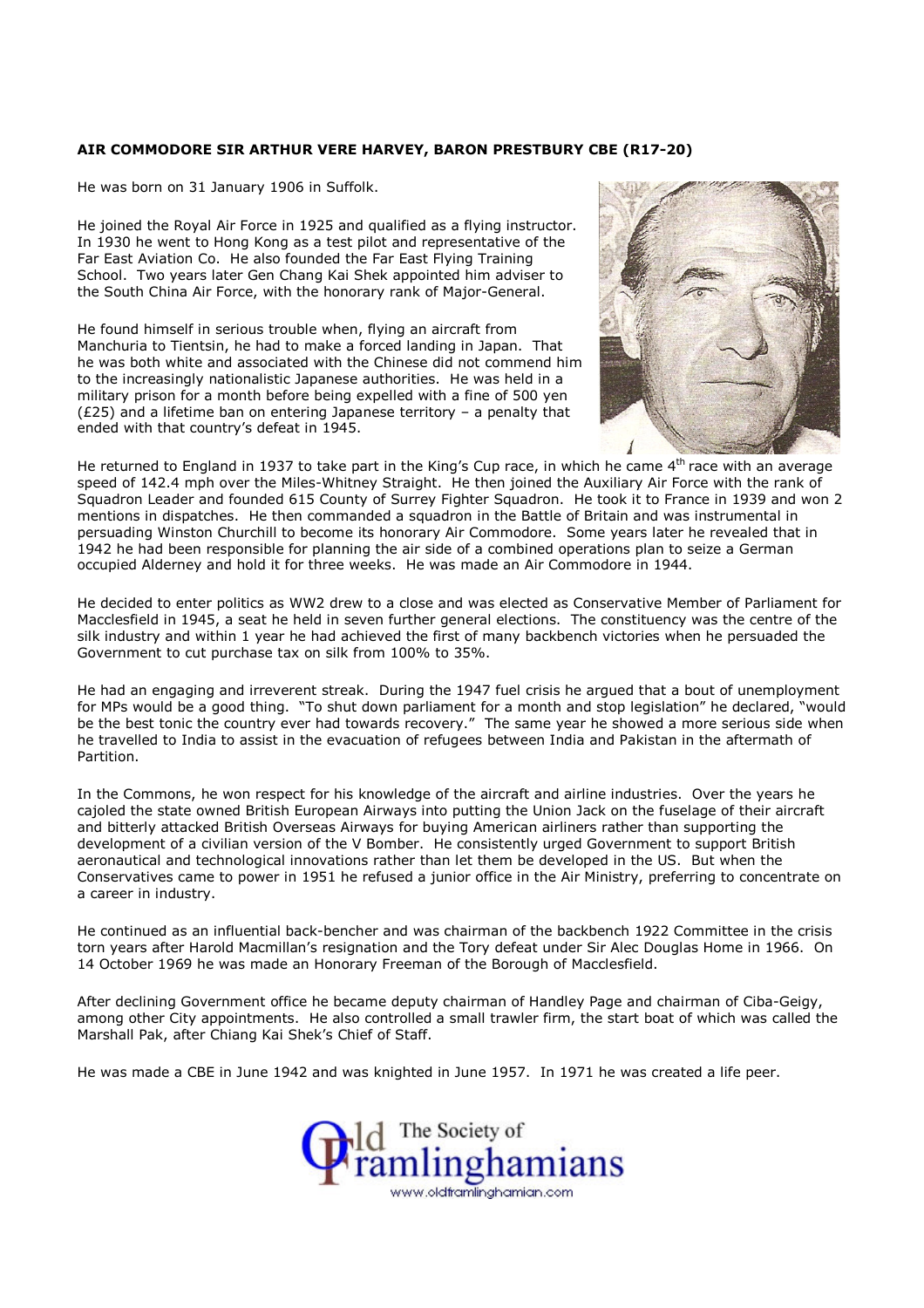**AIR COMMODORE SIR ARTHUR VERE HARVEY, BARON PRESTBURY CBE (R17-20)**

He was born on 31 January 1906 in Suffolk.

He joined the Royal Air Force in 1925 and qualified as a flying instructor. In 1930 he went to Hong Kong as a test pilot and representative of the Far East Aviation Co. He also founded the Far East Flying Training School. Two years later Gen Chang Kai Shek appointed him adviser to the South China Air Force, with the honorary rank of Major-General.

He found himself in serious trouble when, flying an aircraft from Manchuria to Tientsin, he had to make a forced landing in Japan. That he was both white and associated with the Chinese did not commend him to the increasingly nationalistic Japanese authorities. He was held in a military prison for a month before being expelled with a fine of 500 yen (£25) and a lifetime ban on entering Japanese territory – a penalty that ended with that country's defeat in 1945.

He returned to England in 1937 to take part in the King's Cup race, in which he came 4th race with an average speed of 142.4 mph over the Miles-Whitney Straight. He then joined the Auxiliary Air Force with the rank of Squadron Leader and founded 615 County of Surrey Fighter Squadron. He took it to France in 1939 and won 2 mentions in dispatches. He then commanded a squadron in the Battle of Britain and was instrumental in persuading Winston Churchill to become its honorary Air Commodore. Some years later he revealed that in 1942 he had been responsible for planning the air side of a combined operations plan to seize a German occupied Alderney and hold it for three weeks. He was made an Air Commodore in 1944.

He decided to enter politics as WW2 drew to a close and was elected as Conservative Member of Parliament for Macclesfield in 1945, a seat he held in seven further general elections. The constituency was the centre of the silk industry and within 1 year he had achieved the first of many backbench victories when he persuaded the Government to cut purchase tax on silk from 100% to 35%.

He had an engaging and irreverent streak. During the 1947 fuel crisis he argued that a bout of unemployment for MPs would be a good thing. "To shut down parliament for a month and stop legislation" he declared, "would be the best tonic the country ever had towards recovery." The same year he showed a more serious side when he travelled to India to assist in the evacuation of refugees between India and Pakistan in the aftermath of Partition.

In the Commons, he won respect for his knowledge of the aircraft and airline industries. Over the years he cajoled the state owned British European Airways into putting the Union Jack on the fuselage of their aircraft and bitterly attacked British Overseas Airways for buying American airliners rather than supporting the development of a civilian version of the V Bomber. He consistently urged Government to support British aeronautical and technological innovations rather than let them be developed in the US. But when the Conservatives came to power in 1951 he refused a junior office in the Air Ministry, preferring to concentrate on a career in industry.

He continued as an influential back-bencher and was chairman of the backbench 1922 Committee in the crisis torn years after Harold Macmillan's resignation and the Tory defeat under Sir Alec Douglas Home in 1966. On 14 October 1969 he was made an Honorary Freeman of the Borough of Macclesfield.

After declining Government office he became deputy chairman of Handley Page and chairman of Ciba-Geigy, among other City appointments. He also controlled a small trawler firm, the start boat of which was called the Marshall Pak, after Chiang Kai Shek's Chief of Staff.

He was made a CBE in June 1942 and was knighted in June 1957. In 1971 he was created a life peer.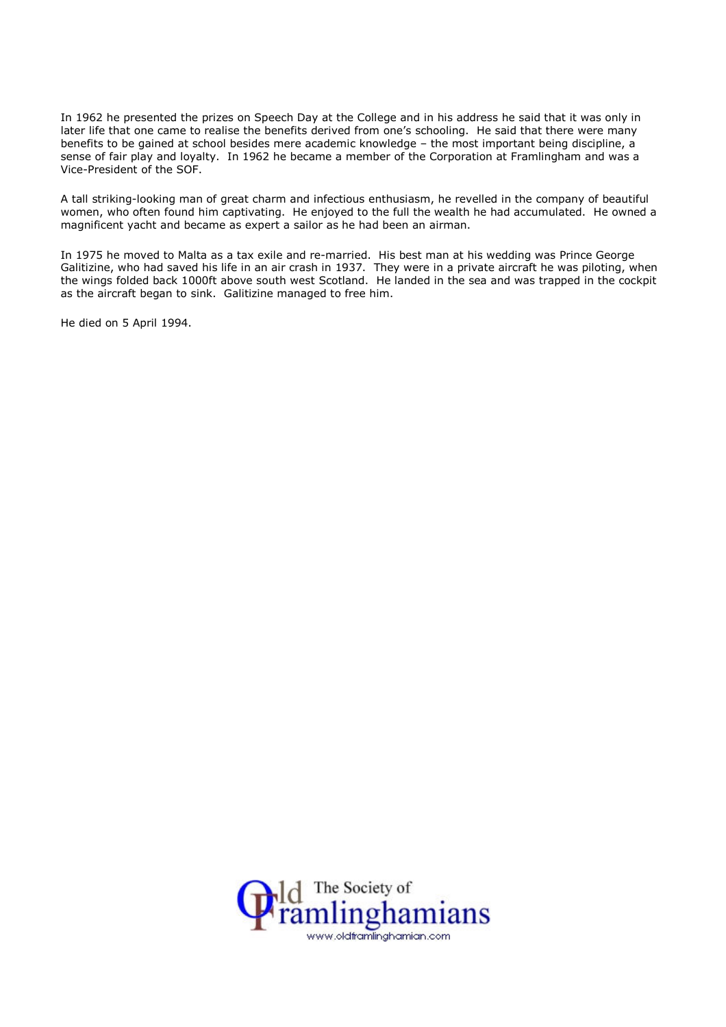In 1962 he presented the prizes on Speech Day at the College and in his address he said that it was only in later life that one came to realise the benefits derived from one's schooling. He said that there were many benefits to be gained at school besides mere academic knowledge – the most important being discipline, a sense of fair play and loyalty. In 1962 he became a member of the Corporation at Framlingham and was a Vice-President of the SOF.

A tall striking-looking man of great charm and infectious enthusiasm, he revelled in the company of beautiful women, who often found him captivating. He enjoyed to the full the wealth he had accumulated. He owned a magnificent yacht and became as expert a sailor as he had been an airman.

In 1975 he moved to Malta as a tax exile and re-married. His best man at his wedding was Prince George Galitizine, who had saved his life in an air crash in 1937. They were in a private aircraft he was piloting, when the wings folded back 1000ft above south west Scotland. He landed in the sea and was trapped in the cockpit as the aircraft began to sink. Galitizine managed to free him.

He died on 5 April 1994.